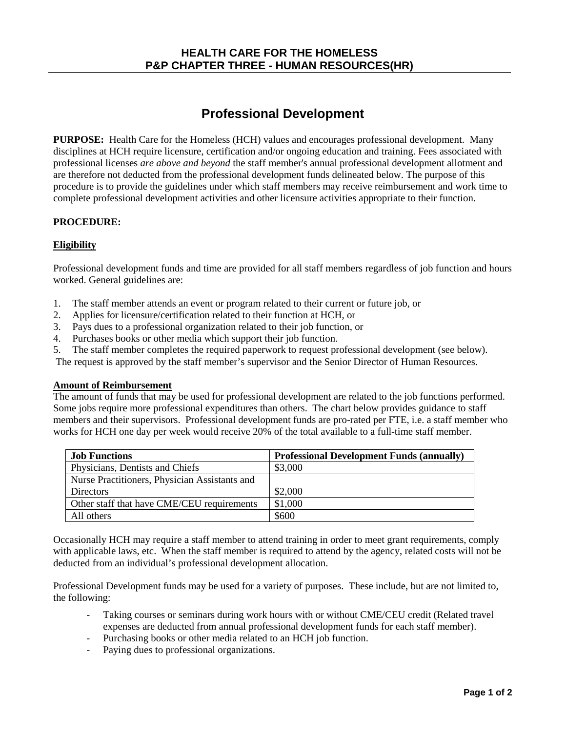# HEALTH CARE FOR THE HOMELESS
# P&P CHAPTER THREE - HUMAN RESOURCES(HR)

## Professional Development

**PURPOSE:** Health Care for the Homeless (HCH) values and encourages professional development. Many disciplines at HCH require licensure, certification and/or ongoing education and training. Fees associated with professional licenses *are above and beyond* the staff member's annual professional development allotment and are therefore not deducted from the professional development funds delineated below. The purpose of this procedure is to provide the guidelines under which staff members may receive reimbursement and work time to complete professional development activities and other licensure activities appropriate to their function.

**PROCEDURE:**

### Eligibility

Professional development funds and time are provided for all staff members regardless of job function and hours worked. General guidelines are:

1. The staff member attends an event or program related to their current or future job, or
2. Applies for licensure/certification related to their function at HCH, or
3. Pays dues to a professional organization related to their job function, or
4. Purchases books or other media which support their job function.
5. The staff member completes the required paperwork to request professional development (see below).

The request is approved by the staff member's supervisor and the Senior Director of Human Resources.

### Amount of Reimbursement

The amount of funds that may be used for professional development are related to the job functions performed. Some jobs require more professional expenditures than others. The chart below provides guidance to staff members and their supervisors. Professional development funds are pro-rated per FTE, i.e. a staff member who works for HCH one day per week would receive 20% of the total available to a full-time staff member.

| Job Functions | Professional Development Funds (annually) |
|---|---|
| Physicians, Dentists and Chiefs | $3,000 |
| Nurse Practitioners, Physician Assistants and Directors | $2,000 |
| Other staff that have CME/CEU requirements | $1,000 |
| All others | $600 |

Occasionally HCH may require a staff member to attend training in order to meet grant requirements, comply with applicable laws, etc. When the staff member is required to attend by the agency, related costs will not be deducted from an individual's professional development allocation.

Professional Development funds may be used for a variety of purposes. These include, but are not limited to, the following:

- Taking courses or seminars during work hours with or without CME/CEU credit (Related travel expenses are deducted from annual professional development funds for each staff member).
- Purchasing books or other media related to an HCH job function.
- Paying dues to professional organizations.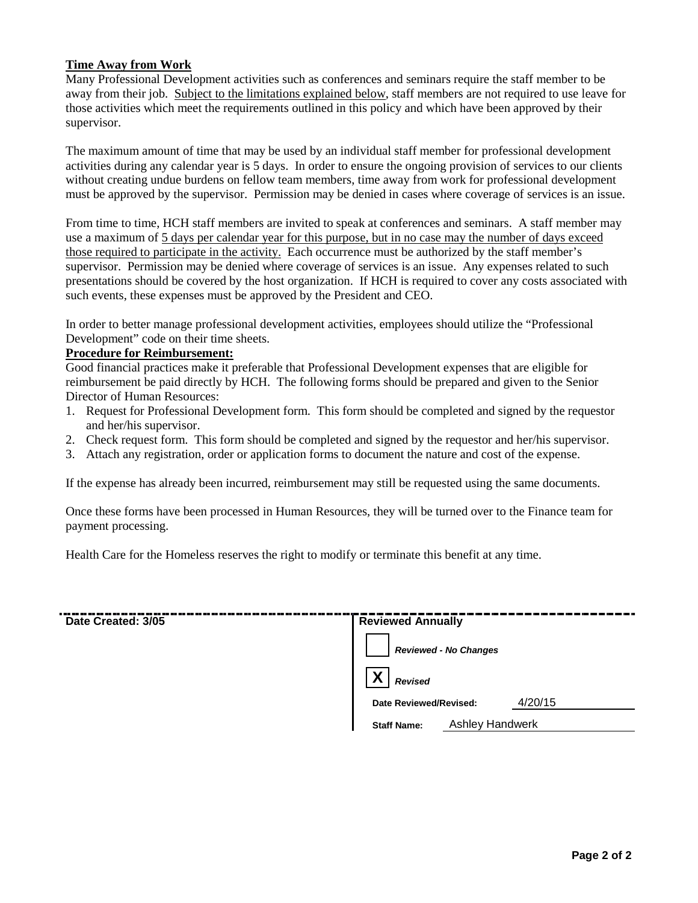**Time Away from Work**

Many Professional Development activities such as conferences and seminars require the staff member to be away from their job. Subject to the limitations explained below, staff members are not required to use leave for those activities which meet the requirements outlined in this policy and which have been approved by their supervisor.

The maximum amount of time that may be used by an individual staff member for professional development activities during any calendar year is 5 days. In order to ensure the ongoing provision of services to our clients without creating undue burdens on fellow team members, time away from work for professional development must be approved by the supervisor. Permission may be denied in cases where coverage of services is an issue.

From time to time, HCH staff members are invited to speak at conferences and seminars. A staff member may use a maximum of 5 days per calendar year for this purpose, but in no case may the number of days exceed those required to participate in the activity. Each occurrence must be authorized by the staff member's supervisor. Permission may be denied where coverage of services is an issue. Any expenses related to such presentations should be covered by the host organization. If HCH is required to cover any costs associated with such events, these expenses must be approved by the President and CEO.

In order to better manage professional development activities, employees should utilize the "Professional Development" code on their time sheets.

**Procedure for Reimbursement:**

Good financial practices make it preferable that Professional Development expenses that are eligible for reimbursement be paid directly by HCH. The following forms should be prepared and given to the Senior Director of Human Resources:

1. Request for Professional Development form. This form should be completed and signed by the requestor and her/his supervisor.
2. Check request form. This form should be completed and signed by the requestor and her/his supervisor.
3. Attach any registration, order or application forms to document the nature and cost of the expense.

If the expense has already been incurred, reimbursement may still be requested using the same documents.

Once these forms have been processed in Human Resources, they will be turned over to the Finance team for payment processing.

Health Care for the Homeless reserves the right to modify or terminate this benefit at any time.

**Date Created: 3/05**

**Reviewed Annually**

[ ] *Reviewed - No Changes*

[X] *Revised*

**Date Reviewed/Revised:** 4/20/15

**Staff Name:** Ashley Handwerk